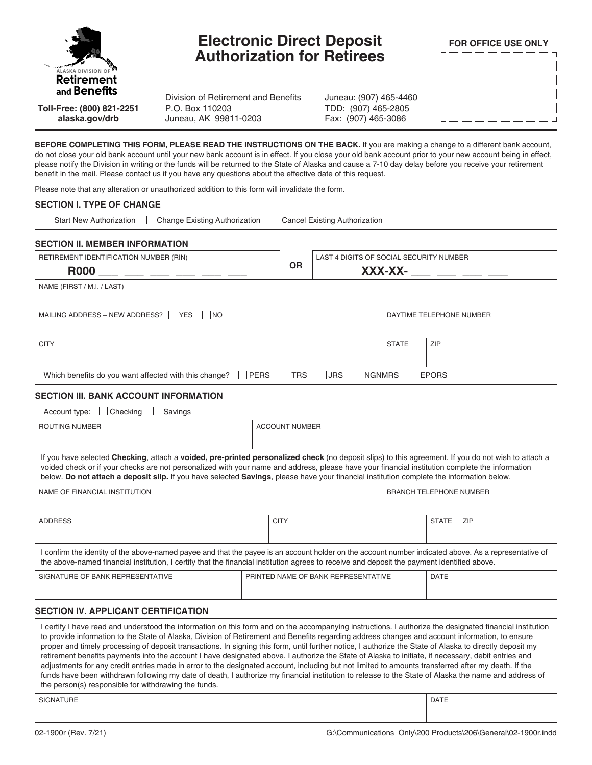ALASKA DIVISION OF
**Retirement and Benefits**

**Toll-Free: (800) 821-2251**
**alaska.gov/drb**

# Electronic Direct Deposit Authorization for Retirees

Division of Retirement and Benefits
P.O. Box 110203
Juneau, AK 99811-0203

Juneau: (907) 465-4460
TDD: (907) 465-2805
Fax: (907) 465-3086

**FOR OFFICE USE ONLY**

**BEFORE COMPLETING THIS FORM, PLEASE READ THE INSTRUCTIONS ON THE BACK.** If you are making a change to a different bank account, do not close your old bank account until your new bank account is in effect. If you close your old bank account prior to your new account being in effect, please notify the Division in writing or the funds will be returned to the State of Alaska and cause a 7-10 day delay before you receive your retirement benefit in the mail. Please contact us if you have any questions about the effective date of this request.

Please note that any alteration or unauthorized addition to this form will invalidate the form.

### SECTION I. TYPE OF CHANGE

☐ Start New Authorization ☐ Change Existing Authorization ☐ Cancel Existing Authorization

### SECTION II. MEMBER INFORMATION

| RETIREMENT IDENTIFICATION NUMBER (RIN) **R000** ___ ___ ___ ___ ___ ___ | **OR** | LAST 4 DIGITS OF SOCIAL SECURITY NUMBER **XXX-XX-** ___ ___ ___ ___ |
|---|---|---|

| NAME (FIRST / M.I. / LAST) |
|---|
| |

| MAILING ADDRESS – NEW ADDRESS? ☐ YES ☐ NO | | DAYTIME TELEPHONE NUMBER |
|---|---|---|
| CITY | STATE | ZIP |

Which benefits do you want affected with this change? ☐ PERS ☐ TRS ☐ JRS ☐ NGNMRS ☐ EPORS

### SECTION III. BANK ACCOUNT INFORMATION

Account type: ☐ Checking ☐ Savings

| ROUTING NUMBER | ACCOUNT NUMBER |
|---|---|
| | |

If you have selected **Checking**, attach a **voided, pre-printed personalized check** (no deposit slips) to this agreement. If you do not wish to attach a voided check or if your checks are not personalized with your name and address, please have your financial institution complete the information below. **Do not attach a deposit slip.** If you have selected **Savings**, please have your financial institution complete the information below.

| NAME OF FINANCIAL INSTITUTION | | | BRANCH TELEPHONE NUMBER |
|---|---|---|---|
| ADDRESS | CITY | STATE | ZIP |

I confirm the identity of the above-named payee and that the payee is an account holder on the account number indicated above. As a representative of the above-named financial institution, I certify that the financial institution agrees to receive and deposit the payment identified above.

| SIGNATURE OF BANK REPRESENTATIVE | PRINTED NAME OF BANK REPRESENTATIVE | DATE |
|---|---|---|
| | | |

### SECTION IV. APPLICANT CERTIFICATION

I certify I have read and understood the information on this form and on the accompanying instructions. I authorize the designated financial institution to provide information to the State of Alaska, Division of Retirement and Benefits regarding address changes and account information, to ensure proper and timely processing of deposit transactions. In signing this form, until further notice, I authorize the State of Alaska to directly deposit my retirement benefits payments into the account I have designated above. I authorize the State of Alaska to initiate, if necessary, debit entries and adjustments for any credit entries made in error to the designated account, including but not limited to amounts transferred after my death. If the funds have been withdrawn following my date of death, I authorize my financial institution to release to the State of Alaska the name and address of the person(s) responsible for withdrawing the funds.

| SIGNATURE | DATE |
|---|---|
| | |

02-1900r (Rev. 7/21) G:\Communications_Only\200 Products\206\General\02-1900r.indd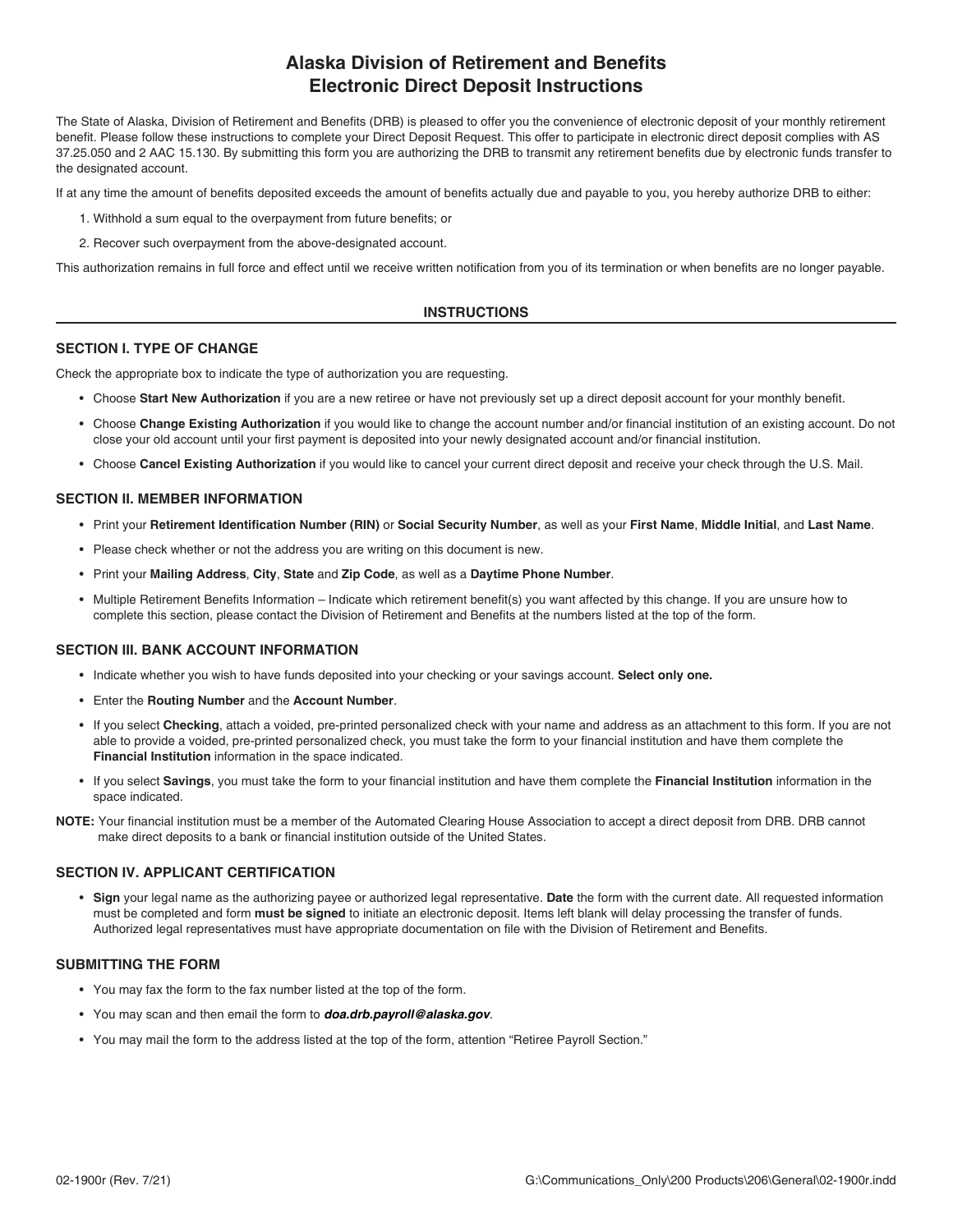# Alaska Division of Retirement and Benefits
# Electronic Direct Deposit Instructions

The State of Alaska, Division of Retirement and Benefits (DRB) is pleased to offer you the convenience of electronic deposit of your monthly retirement benefit. Please follow these instructions to complete your Direct Deposit Request. This offer to participate in electronic direct deposit complies with AS 37.25.050 and 2 AAC 15.130. By submitting this form you are authorizing the DRB to transmit any retirement benefits due by electronic funds transfer to the designated account.

If at any time the amount of benefits deposited exceeds the amount of benefits actually due and payable to you, you hereby authorize DRB to either:

1. Withhold a sum equal to the overpayment from future benefits; or
2. Recover such overpayment from the above-designated account.

This authorization remains in full force and effect until we receive written notification from you of its termination or when benefits are no longer payable.

## INSTRUCTIONS

### SECTION I. TYPE OF CHANGE

Check the appropriate box to indicate the type of authorization you are requesting.

- Choose **Start New Authorization** if you are a new retiree or have not previously set up a direct deposit account for your monthly benefit.
- Choose **Change Existing Authorization** if you would like to change the account number and/or financial institution of an existing account. Do not close your old account until your first payment is deposited into your newly designated account and/or financial institution.
- Choose **Cancel Existing Authorization** if you would like to cancel your current direct deposit and receive your check through the U.S. Mail.

### SECTION II. MEMBER INFORMATION

- Print your **Retirement Identification Number (RIN)** or **Social Security Number**, as well as your **First Name**, **Middle Initial**, and **Last Name**.
- Please check whether or not the address you are writing on this document is new.
- Print your **Mailing Address**, **City**, **State** and **Zip Code**, as well as a **Daytime Phone Number**.
- Multiple Retirement Benefits Information – Indicate which retirement benefit(s) you want affected by this change. If you are unsure how to complete this section, please contact the Division of Retirement and Benefits at the numbers listed at the top of the form.

### SECTION III. BANK ACCOUNT INFORMATION

- Indicate whether you wish to have funds deposited into your checking or your savings account. **Select only one.**
- Enter the **Routing Number** and the **Account Number**.
- If you select **Checking**, attach a voided, pre-printed personalized check with your name and address as an attachment to this form. If you are not able to provide a voided, pre-printed personalized check, you must take the form to your financial institution and have them complete the **Financial Institution** information in the space indicated.
- If you select **Savings**, you must take the form to your financial institution and have them complete the **Financial Institution** information in the space indicated.

**NOTE:** Your financial institution must be a member of the Automated Clearing House Association to accept a direct deposit from DRB. DRB cannot make direct deposits to a bank or financial institution outside of the United States.

### SECTION IV. APPLICANT CERTIFICATION

- **Sign** your legal name as the authorizing payee or authorized legal representative. **Date** the form with the current date. All requested information must be completed and form **must be signed** to initiate an electronic deposit. Items left blank will delay processing the transfer of funds. Authorized legal representatives must have appropriate documentation on file with the Division of Retirement and Benefits.

### SUBMITTING THE FORM

- You may fax the form to the fax number listed at the top of the form.
- You may scan and then email the form to ***doa.drb.payroll@alaska.gov***.
- You may mail the form to the address listed at the top of the form, attention "Retiree Payroll Section."

02-1900r (Rev. 7/21) G:\Communications_Only\200 Products\206\General\02-1900r.indd